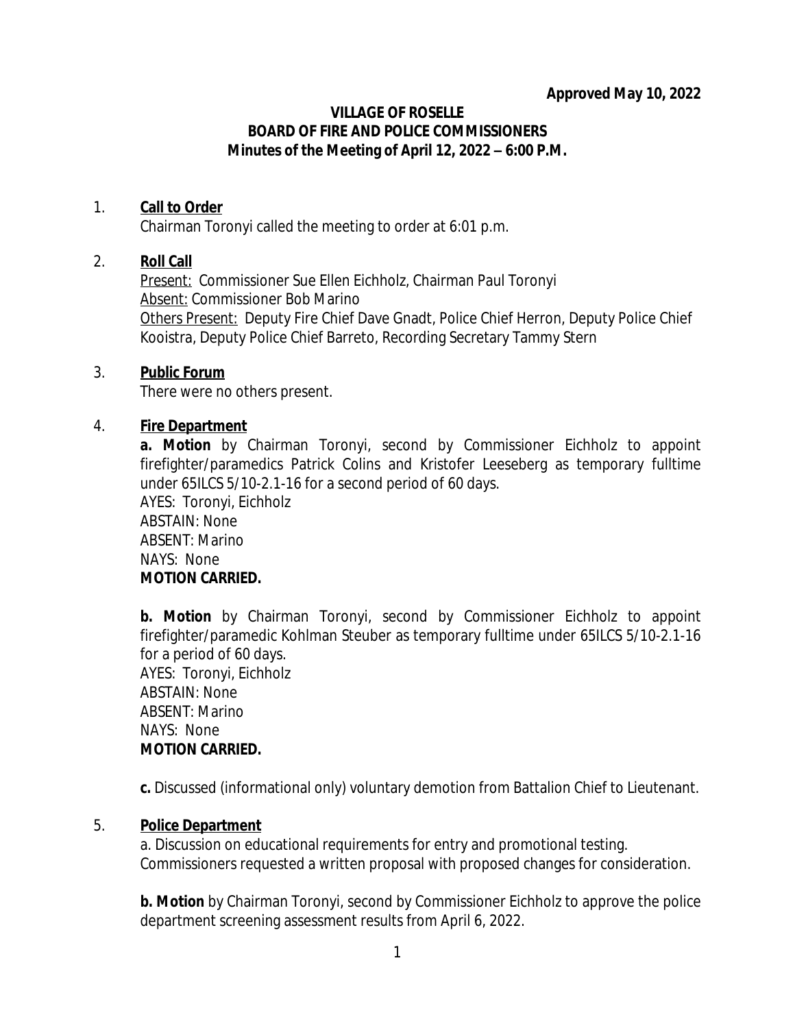**Approved May 10, 2022**

# VILLAGE OF ROSELLE
# BOARD OF FIRE AND POLICE COMMISSIONERS
## Minutes of the Meeting of April 12, 2022 – 6:00 P.M.

1. **Call to Order**
   Chairman Toronyi called the meeting to order at 6:01 p.m.

2. **Roll Call**
   Present: Commissioner Sue Ellen Eichholz, Chairman Paul Toronyi
   Absent: Commissioner Bob Marino
   Others Present: Deputy Fire Chief Dave Gnadt, Police Chief Herron, Deputy Police Chief Kooistra, Deputy Police Chief Barreto, Recording Secretary Tammy Stern

3. **Public Forum**
   There were no others present.

4. **Fire Department**
   **a. Motion** by Chairman Toronyi, second by Commissioner Eichholz to appoint firefighter/paramedics Patrick Colins and Kristofer Leeseberg as temporary fulltime under 65ILCS 5/10-2.1-16 for a second period of 60 days.
   AYES: Toronyi, Eichholz
   ABSTAIN: None
   ABSENT: Marino
   NAYS: None
   **MOTION CARRIED.**

   **b. Motion** by Chairman Toronyi, second by Commissioner Eichholz to appoint firefighter/paramedic Kohlman Steuber as temporary fulltime under 65ILCS 5/10-2.1-16 for a period of 60 days.
   AYES: Toronyi, Eichholz
   ABSTAIN: None
   ABSENT: Marino
   NAYS: None
   **MOTION CARRIED.**

   **c.** Discussed (informational only) voluntary demotion from Battalion Chief to Lieutenant.

5. **Police Department**
   a. Discussion on educational requirements for entry and promotional testing. Commissioners requested a written proposal with proposed changes for consideration.

   **b. Motion** by Chairman Toronyi, second by Commissioner Eichholz to approve the police department screening assessment results from April 6, 2022.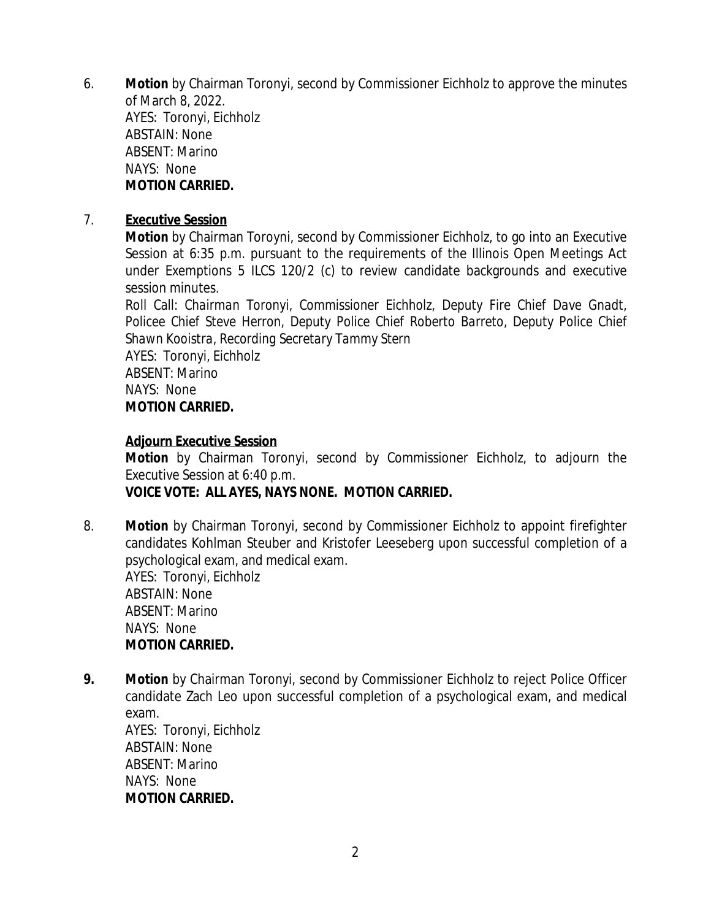6. **Motion** by Chairman Toronyi, second by Commissioner Eichholz to approve the minutes of March 8, 2022.
   AYES: Toronyi, Eichholz
   ABSTAIN: None
   ABSENT: Marino
   NAYS: None
   **MOTION CARRIED.**

7. **<u>Executive Session</u>**
   **Motion** by Chairman Toroyni, second by Commissioner Eichholz, to go into an Executive Session at 6:35 p.m. pursuant to the requirements of the Illinois Open Meetings Act under Exemptions 5 ILCS 120/2 (c) to review candidate backgrounds and executive session minutes.
   *Roll Call: Chairman Toronyi, Commissioner Eichholz, Deputy Fire Chief Dave Gnadt, Policee Chief Steve Herron, Deputy Police Chief Roberto Barreto, Deputy Police Chief Shawn Kooistra, Recording Secretary Tammy Stern*
   AYES: Toronyi, Eichholz
   ABSENT: Marino
   NAYS: None
   **MOTION CARRIED.**

   **<u>Adjourn Executive Session</u>**
   **Motion** by Chairman Toronyi, second by Commissioner Eichholz, to adjourn the Executive Session at 6:40 p.m.
   **VOICE VOTE: ALL AYES, NAYS NONE. MOTION CARRIED.**

8. **Motion** by Chairman Toronyi, second by Commissioner Eichholz to appoint firefighter candidates Kohlman Steuber and Kristofer Leeseberg upon successful completion of a psychological exam, and medical exam.
   AYES: Toronyi, Eichholz
   ABSTAIN: None
   ABSENT: Marino
   NAYS: None
   **MOTION CARRIED.**

**9.** **Motion** by Chairman Toronyi, second by Commissioner Eichholz to reject Police Officer candidate Zach Leo upon successful completion of a psychological exam, and medical exam.
   AYES: Toronyi, Eichholz
   ABSTAIN: None
   ABSENT: Marino
   NAYS: None
   **MOTION CARRIED.**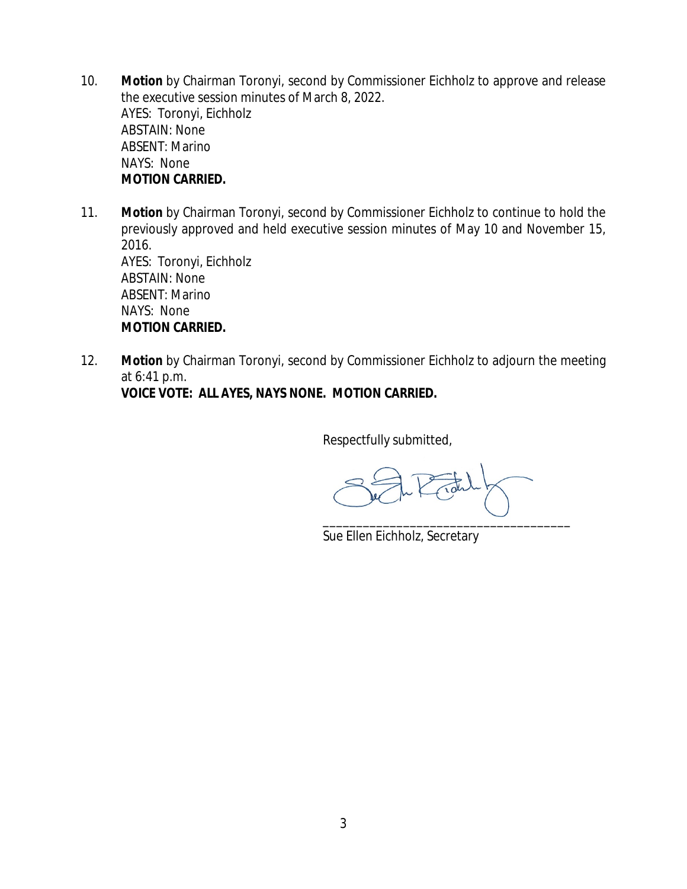10. **Motion** by Chairman Toronyi, second by Commissioner Eichholz to approve and release the executive session minutes of March 8, 2022.
    AYES: Toronyi, Eichholz
    ABSTAIN: None
    ABSENT: Marino
    NAYS: None
    **MOTION CARRIED.**

11. **Motion** by Chairman Toronyi, second by Commissioner Eichholz to continue to hold the previously approved and held executive session minutes of May 10 and November 15, 2016.
    AYES: Toronyi, Eichholz
    ABSTAIN: None
    ABSENT: Marino
    NAYS: None
    **MOTION CARRIED.**

12. **Motion** by Chairman Toronyi, second by Commissioner Eichholz to adjourn the meeting at 6:41 p.m.
    **VOICE VOTE: ALL AYES, NAYS NONE. MOTION CARRIED.**

Respectfully submitted,

_____________________________________
Sue Ellen Eichholz, Secretary